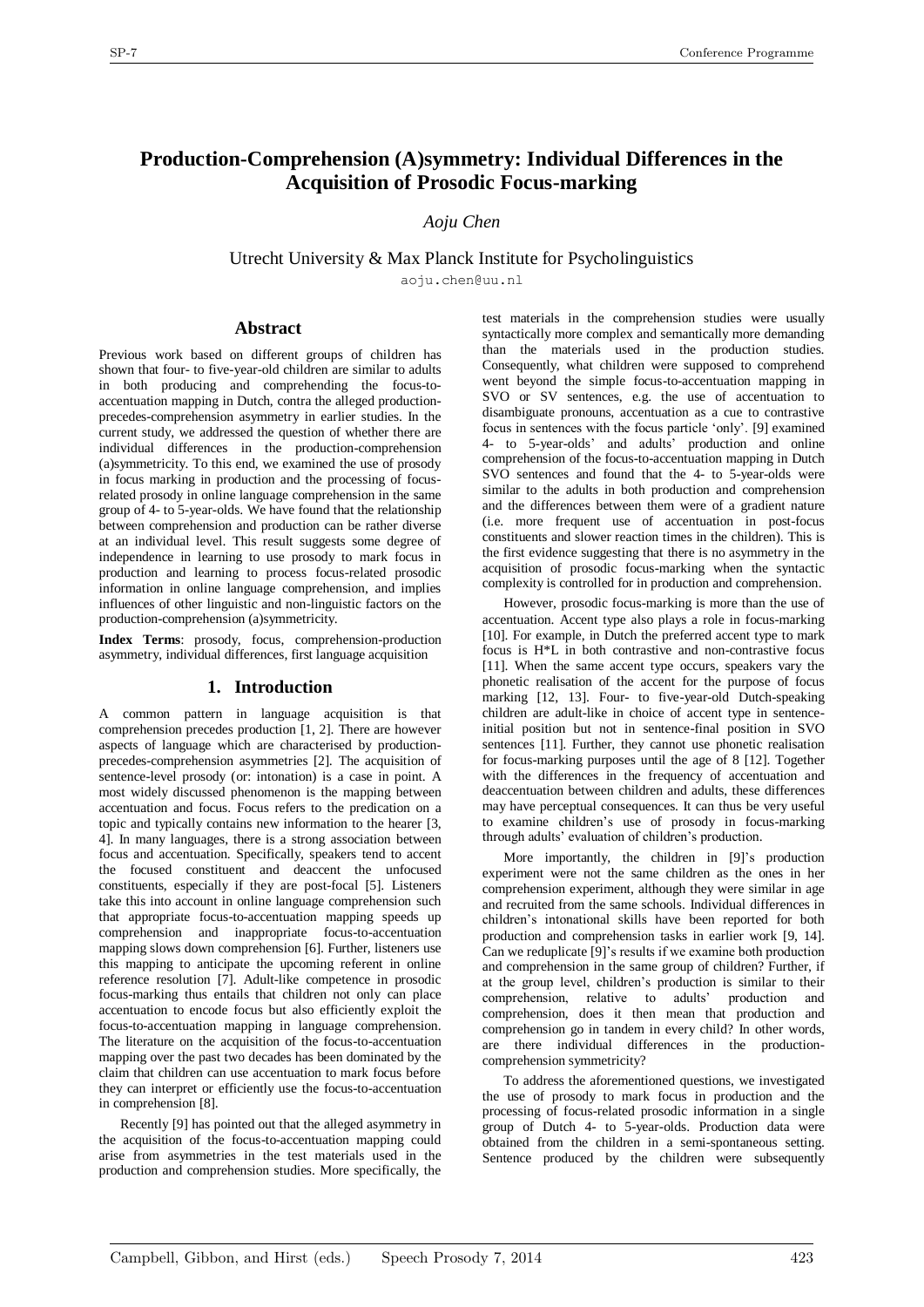// Production-Comprehension (A)symmetry: Individual Differences in the Acquisition of Prosodic Focus-marking

*Aoju Chen*

Utrecht University & Max Planck Institute for Psycholinguistics

aoju.chen@uu.nl

## Abstract

Previous work based on different groups of children has shown that four- to five-year-old children are similar to adults in both producing and comprehending the focus-to-accentuation mapping in Dutch, contra the alleged production-precedes-comprehension asymmetry in earlier studies. In the current study, we addressed the question of whether there are individual differences in the production-comprehension (a)symmetricity. To this end, we examined the use of prosody in focus marking in production and the processing of focus-related prosody in online language comprehension in the same group of 4- to 5-year-olds. We have found that the relationship between comprehension and production can be rather diverse at an individual level. This result suggests some degree of independence in learning to use prosody to mark focus in production and learning to process focus-related prosodic information in online language comprehension, and implies influences of other linguistic and non-linguistic factors on the production-comprehension (a)symmetricity.

**Index Terms**: prosody, focus, comprehension-production asymmetry, individual differences, first language acquisition

## 1. Introduction

A common pattern in language acquisition is that comprehension precedes production [1, 2]. There are however aspects of language which are characterised by production-precedes-comprehension asymmetries [2]. The acquisition of sentence-level prosody (or: intonation) is a case in point. A most widely discussed phenomenon is the mapping between accentuation and focus. Focus refers to the predication on a topic and typically contains new information to the hearer [3, 4]. In many languages, there is a strong association between focus and accentuation. Specifically, speakers tend to accent the focused constituent and deaccent the unfocused constituents, especially if they are post-focal [5]. Listeners take this into account in online language comprehension such that appropriate focus-to-accentuation mapping speeds up comprehension and inappropriate focus-to-accentuation mapping slows down comprehension [6]. Further, listeners use this mapping to anticipate the upcoming referent in online reference resolution [7]. Adult-like competence in prosodic focus-marking thus entails that children not only can place accentuation to encode focus but also efficiently exploit the focus-to-accentuation mapping in language comprehension. The literature on the acquisition of the focus-to-accentuation mapping over the past two decades has been dominated by the claim that children can use accentuation to mark focus before they can interpret or efficiently use the focus-to-accentuation in comprehension [8].

Recently [9] has pointed out that the alleged asymmetry in the acquisition of the focus-to-accentuation mapping could arise from asymmetries in the test materials used in the production and comprehension studies. More specifically, the test materials in the comprehension studies were usually syntactically more complex and semantically more demanding than the materials used in the production studies. Consequently, what children were supposed to comprehend went beyond the simple focus-to-accentuation mapping in SVO or SV sentences, e.g. the use of accentuation to disambiguate pronouns, accentuation as a cue to contrastive focus in sentences with the focus particle 'only'. [9] examined 4- to 5-year-olds' and adults' production and online comprehension of the focus-to-accentuation mapping in Dutch SVO sentences and found that the 4- to 5-year-olds were similar to the adults in both production and comprehension and the differences between them were of a gradient nature (i.e. more frequent use of accentuation in post-focus constituents and slower reaction times in the children). This is the first evidence suggesting that there is no asymmetry in the acquisition of prosodic focus-marking when the syntactic complexity is controlled for in production and comprehension.

However, prosodic focus-marking is more than the use of accentuation. Accent type also plays a role in focus-marking [10]. For example, in Dutch the preferred accent type to mark focus is H*L in both contrastive and non-contrastive focus [11]. When the same accent type occurs, speakers vary the phonetic realisation of the accent for the purpose of focus marking [12, 13]. Four- to five-year-old Dutch-speaking children are adult-like in choice of accent type in sentence-initial position but not in sentence-final position in SVO sentences [11]. Further, they cannot use phonetic realisation for focus-marking purposes until the age of 8 [12]. Together with the differences in the frequency of accentuation and deaccentuation between children and adults, these differences may have perceptual consequences. It can thus be very useful to examine children's use of prosody in focus-marking through adults' evaluation of children's production.

More importantly, the children in [9]'s production experiment were not the same children as the ones in her comprehension experiment, although they were similar in age and recruited from the same schools. Individual differences in children's intonational skills have been reported for both production and comprehension tasks in earlier work [9, 14]. Can we reduplicate [9]'s results if we examine both production and comprehension in the same group of children? Further, if at the group level, children's production is similar to their comprehension, relative to adults' production and comprehension, does it then mean that production and comprehension go in tandem in every child? In other words, are there individual differences in the production-comprehension symmetricity?

To address the aforementioned questions, we investigated the use of prosody to mark focus in production and the processing of focus-related prosodic information in a single group of Dutch 4- to 5-year-olds. Production data were obtained from the children in a semi-spontaneous setting. Sentence produced by the children were subsequently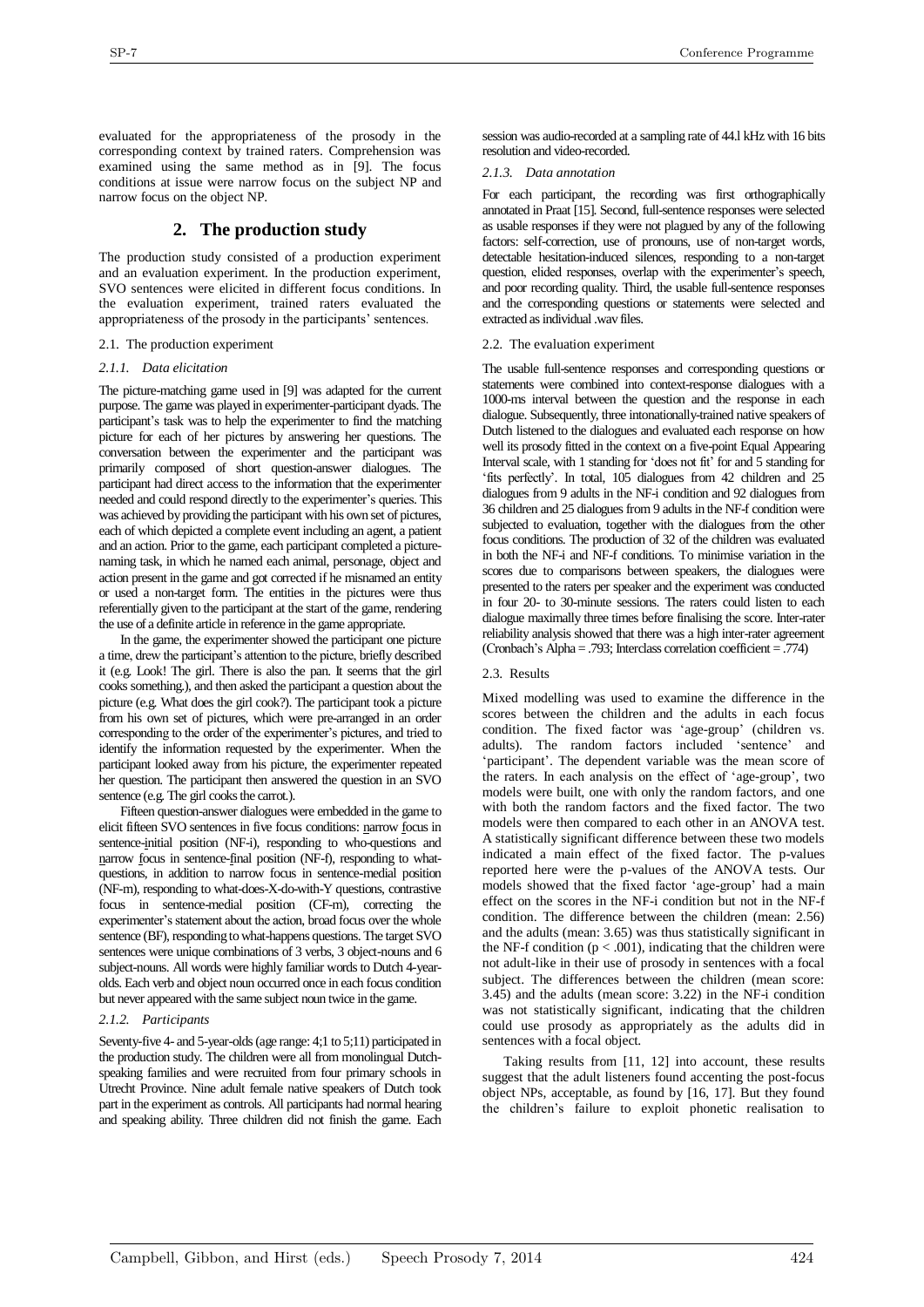evaluated for the appropriateness of the prosody in the corresponding context by trained raters. Comprehension was examined using the same method as in [9]. The focus conditions at issue were narrow focus on the subject NP and narrow focus on the object NP.

## 2. The production study

The production study consisted of a production experiment and an evaluation experiment. In the production experiment, SVO sentences were elicited in different focus conditions. In the evaluation experiment, trained raters evaluated the appropriateness of the prosody in the participants' sentences.

### 2.1. The production experiment

#### *2.1.1. Data elicitation*

The picture-matching game used in [9] was adapted for the current purpose. The game was played in experimenter-participant dyads. The participant's task was to help the experimenter to find the matching picture for each of her pictures by answering her questions. The conversation between the experimenter and the participant was primarily composed of short question-answer dialogues. The participant had direct access to the information that the experimenter needed and could respond directly to the experimenter's queries. This was achieved by providing the participant with his own set of pictures, each of which depicted a complete event including an agent, a patient and an action. Prior to the game, each participant completed a picture-naming task, in which he named each animal, personage, object and action present in the game and got corrected if he misnamed an entity or used a non-target form. The entities in the pictures were thus referentially given to the participant at the start of the game, rendering the use of a definite article in reference in the game appropriate.

In the game, the experimenter showed the participant one picture a time, drew the participant's attention to the picture, briefly described it (e.g. Look! The girl. There is also the pan. It seems that the girl cooks something.), and then asked the participant a question about the picture (e.g. What does the girl cook?). The participant took a picture from his own set of pictures, which were pre-arranged in an order corresponding to the order of the experimenter's pictures, and tried to identify the information requested by the experimenter. When the participant looked away from his picture, the experimenter repeated her question. The participant then answered the question in an SVO sentence (e.g. The girl cooks the carrot.).

Fifteen question-answer dialogues were embedded in the game to elicit fifteen SVO sentences in five focus conditions: narrow focus in sentence-initial position (NF-i), responding to who-questions and narrow focus in sentence-final position (NF-f), responding to what-questions, in addition to narrow focus in sentence-medial position (NF-m), responding to what-does-X-do-with-Y questions, contrastive focus in sentence-medial position (CF-m), correcting the experimenter's statement about the action, broad focus over the whole sentence (BF), responding to what-happens questions. The target SVO sentences were unique combinations of 3 verbs, 3 object-nouns and 6 subject-nouns. All words were highly familiar words to Dutch 4-year-olds. Each verb and object noun occurred once in each focus condition but never appeared with the same subject noun twice in the game.

#### *2.1.2. Participants*

Seventy-five 4- and 5-year-olds (age range: 4;1 to 5;11) participated in the production study. The children were all from monolingual Dutch-speaking families and were recruited from four primary schools in Utrecht Province. Nine adult female native speakers of Dutch took part in the experiment as controls. All participants had normal hearing and speaking ability. Three children did not finish the game. Each session was audio-recorded at a sampling rate of 44.l kHz with 16 bits resolution and video-recorded.

#### *2.1.3. Data annotation*

For each participant, the recording was first orthographically annotated in Praat [15]. Second, full-sentence responses were selected as usable responses if they were not plagued by any of the following factors: self-correction, use of pronouns, use of non-target words, detectable hesitation-induced silences, responding to a non-target question, elided responses, overlap with the experimenter's speech, and poor recording quality. Third, the usable full-sentence responses and the corresponding questions or statements were selected and extracted as individual .wav files.

### 2.2. The evaluation experiment

The usable full-sentence responses and corresponding questions or statements were combined into context-response dialogues with a 1000-ms interval between the question and the response in each dialogue. Subsequently, three intonationally-trained native speakers of Dutch listened to the dialogues and evaluated each response on how well its prosody fitted in the context on a five-point Equal Appearing Interval scale, with 1 standing for 'does not fit' for and 5 standing for 'fits perfectly'. In total, 105 dialogues from 42 children and 25 dialogues from 9 adults in the NF-i condition and 92 dialogues from 36 children and 25 dialogues from 9 adults in the NF-f condition were subjected to evaluation, together with the dialogues from the other focus conditions. The production of 32 of the children was evaluated in both the NF-i and NF-f conditions. To minimise variation in the scores due to comparisons between speakers, the dialogues were presented to the raters per speaker and the experiment was conducted in four 20- to 30-minute sessions. The raters could listen to each dialogue maximally three times before finalising the score. Inter-rater reliability analysis showed that there was a high inter-rater agreement (Cronbach's Alpha = .793; Interclass correlation coefficient = .774)

### 2.3. Results

Mixed modelling was used to examine the difference in the scores between the children and the adults in each focus condition. The fixed factor was 'age-group' (children vs. adults). The random factors included 'sentence' and 'participant'. The dependent variable was the mean score of the raters. In each analysis on the effect of 'age-group', two models were built, one with only the random factors, and one with both the random factors and the fixed factor. The two models were then compared to each other in an ANOVA test. A statistically significant difference between these two models indicated a main effect of the fixed factor. The p-values reported here were the p-values of the ANOVA tests. Our models showed that the fixed factor 'age-group' had a main effect on the scores in the NF-i condition but not in the NF-f condition. The difference between the children (mean: 2.56) and the adults (mean: 3.65) was thus statistically significant in the NF-f condition ($p < .001$), indicating that the children were not adult-like in their use of prosody in sentences with a focal subject. The differences between the children (mean score: 3.45) and the adults (mean score: 3.22) in the NF-i condition was not statistically significant, indicating that the children could use prosody as appropriately as the adults did in sentences with a focal object.

Taking results from [11, 12] into account, these results suggest that the adult listeners found accenting the post-focus object NPs, acceptable, as found by [16, 17]. But they found the children's failure to exploit phonetic realisation to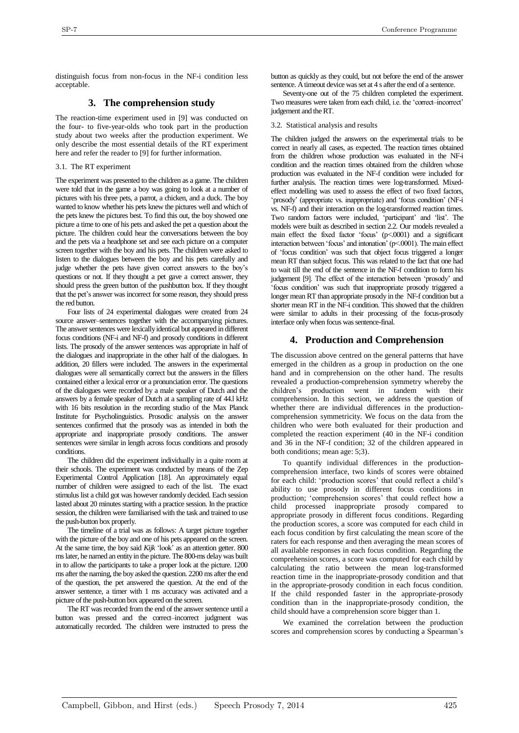distinguish focus from non-focus in the NF-i condition less acceptable.

## 3. The comprehension study

The reaction-time experiment used in [9] was conducted on the four- to five-year-olds who took part in the production study about two weeks after the production experiment. We only describe the most essential details of the RT experiment here and refer the reader to [9] for further information.

### 3.1. The RT experiment

The experiment was presented to the children as a game. The children were told that in the game a boy was going to look at a number of pictures with his three pets, a parrot, a chicken, and a duck. The boy wanted to know whether his pets knew the pictures well and which of the pets knew the pictures best. To find this out, the boy showed one picture a time to one of his pets and asked the pet a question about the picture. The children could hear the conversations between the boy and the pets via a headphone set and see each picture on a computer screen together with the boy and his pets. The children were asked to listen to the dialogues between the boy and his pets carefully and judge whether the pets have given correct answers to the boy's questions or not. If they thought a pet gave a correct answer, they should press the green button of the pushbutton box. If they thought that the pet's answer was incorrect for some reason, they should press the red button.

Four lists of 24 experimental dialogues were created from 24 source answer–sentences together with the accompanying pictures. The answer sentences were lexically identical but appeared in different focus conditions (NF-i and NF-f) and prosody conditions in different lists. The prosody of the answer sentences was appropriate in half of the dialogues and inappropriate in the other half of the dialogues. In addition, 20 fillers were included. The answers in the experimental dialogues were all semantically correct but the answers in the fillers contained either a lexical error or a pronunciation error. The questions of the dialogues were recorded by a male speaker of Dutch and the answers by a female speaker of Dutch at a sampling rate of 44.l kHz with 16 bits resolution in the recording studio of the Max Planck Institute for Psycholinguistics. Prosodic analysis on the answer sentences confirmed that the prosody was as intended in both the appropriate and inappropriate prosody conditions. The answer sentences were similar in length across focus conditions and prosody conditions.

The children did the experiment individually in a quite room at their schools. The experiment was conducted by means of the Zep Experimental Control Application [18]. An approximately equal number of children were assigned to each of the list. The exact stimulus list a child got was however randomly decided. Each session lasted about 20 minutes starting with a practice session. In the practice session, the children were familiarised with the task and trained to use the push-button box properly.

The timeline of a trial was as follows: A target picture together with the picture of the boy and one of his pets appeared on the screen. At the same time, the boy said *Kijk* 'look' as an attention getter. 800 ms later, he named an entity in the picture. The 800-ms delay was built in to allow the participants to take a proper look at the picture. 1200 ms after the naming, the boy asked the question. 2200 ms after the end of the question, the pet answered the question. At the end of the answer sentence, a timer with 1 ms accuracy was activated and a picture of the push-button box appeared on the screen.

The RT was recorded from the end of the answer sentence until a button was pressed and the correct–incorrect judgment was automatically recorded. The children were instructed to press the button as quickly as they could, but not before the end of the answer sentence. A timeout device was set at 4 s after the end of a sentence.

Seventy-one out of the 75 children completed the experiment. Two measures were taken from each child, i.e. the 'correct–incorrect' judgement and the RT.

### 3.2. Statistical analysis and results

The children judged the answers on the experimental trials to be correct in nearly all cases, as expected. The reaction times obtained from the children whose production was evaluated in the NF-i condition and the reaction times obtained from the children whose production was evaluated in the NF-f condition were included for further analysis. The reaction times were log-transformed. Mixed-effect modelling was used to assess the effect of two fixed factors, 'prosody' (appropriate vs. inappropriate) and 'focus condition' (NF-i vs. NF-f) and their interaction on the log-transformed reaction times. Two random factors were included, 'participant' and 'list'. The models were built as described in section 2.2. Our models revealed a main effect the fixed factor 'focus' ($p<.0001$) and a significant interaction between 'focus' and intonation' ($p<.0001$). The main effect of 'focus condition' was such that object focus triggered a longer mean RT than subject focus. This was related to the fact that one had to wait till the end of the sentence in the NF-f condition to form his judgement [9]. The effect of the interaction between 'prosody' and 'focus condition' was such that inappropriate prosody triggered a longer mean RT than appropriate prosody in the NF-f condition but a shorter mean RT in the NF-i condition. This showed that the children were similar to adults in their processing of the focus-prosody interface only when focus was sentence-final.

## 4. Production and Comprehension

The discussion above centred on the general patterns that have emerged in the children as a group in production on the one hand and in comprehension on the other hand. The results revealed a production-comprehension symmetry whereby the children's production went in tandem with their comprehension. In this section, we address the question of whether there are individual differences in the production-comprehension symmetricity. We focus on the data from the children who were both evaluated for their production and completed the reaction experiment (40 in the NF-i condition and 36 in the NF-f condition; 32 of the children appeared in both conditions; mean age: 5;3).

To quantify individual differences in the production-comprehension interface, two kinds of scores were obtained for each child: 'production scores' that could reflect a child's ability to use prosody in different focus conditions in production; 'comprehension scores' that could reflect how a child processed inappropriate prosody compared to appropriate prosody in different focus conditions. Regarding the production scores, a score was computed for each child in each focus condition by first calculating the mean score of the raters for each response and then averaging the mean scores of all available responses in each focus condition. Regarding the comprehension scores, a score was computed for each child by calculating the ratio between the mean log-transformed reaction time in the inappropriate-prosody condition and that in the appropriate-prosody condition in each focus condition. If the child responded faster in the appropriate-prosody condition than in the inappropriate-prosody condition, the child should have a comprehension score bigger than 1.

We examined the correlation between the production scores and comprehension scores by conducting a Spearman's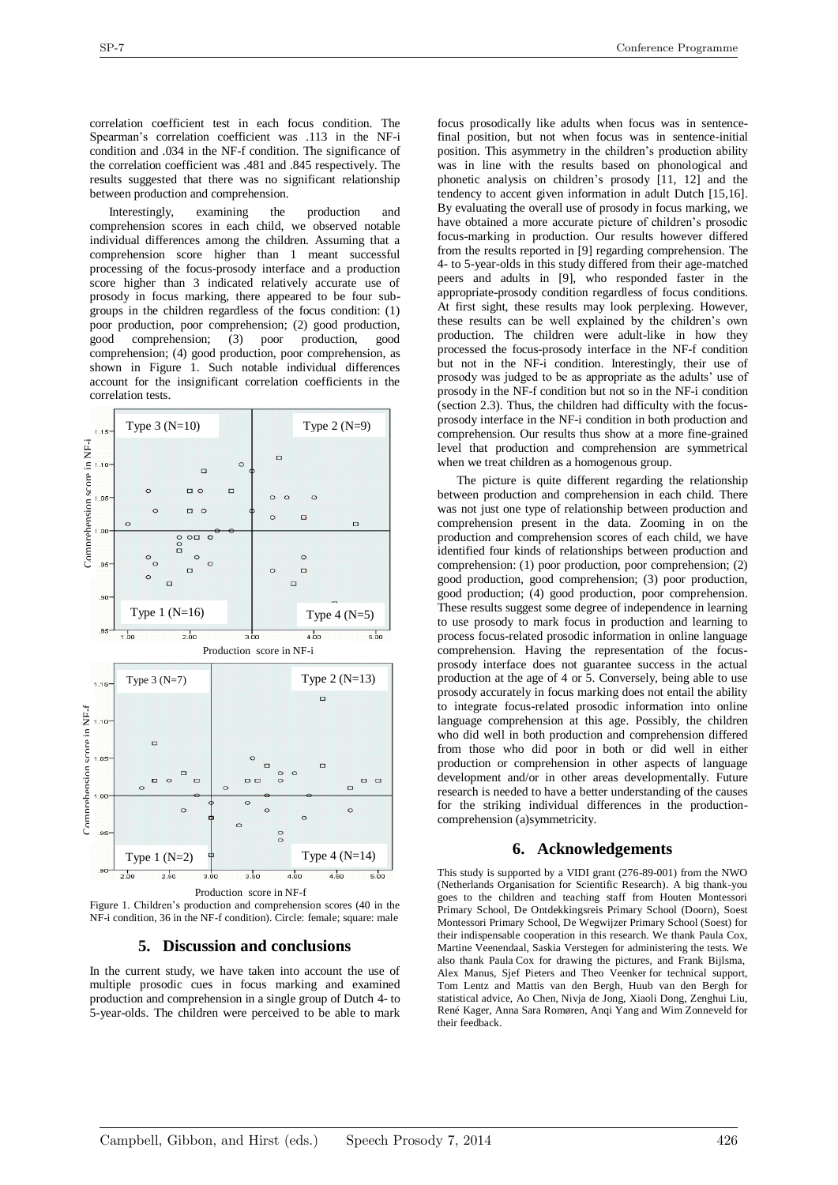correlation coefficient test in each focus condition. The Spearman's correlation coefficient was .113 in the NF-i condition and .034 in the NF-f condition. The significance of the correlation coefficient was .481 and .845 respectively. The results suggested that there was no significant relationship between production and comprehension.

Interestingly, examining the production and comprehension scores in each child, we observed notable individual differences among the children. Assuming that a comprehension score higher than 1 meant successful processing of the focus-prosody interface and a production score higher than 3 indicated relatively accurate use of prosody in focus marking, there appeared to be four sub-groups in the children regardless of the focus condition: (1) poor production, poor comprehension; (2) good production, good comprehension; (3) poor production, good comprehension; (4) good production, poor comprehension, as shown in Figure 1. Such notable individual differences account for the insignificant correlation coefficients in the correlation tests.

Figure 1. Children's production and comprehension scores (40 in the NF-i condition, 36 in the NF-f condition). Circle: female; square: male

## 5. Discussion and conclusions

In the current study, we have taken into account the use of multiple prosodic cues in focus marking and examined production and comprehension in a single group of Dutch 4- to 5-year-olds. The children were perceived to be able to mark focus prosodically like adults when focus was in sentence-final position, but not when focus was in sentence-initial position. This asymmetry in the children's production ability was in line with the results based on phonological and phonetic analysis on children's prosody [11, 12] and the tendency to accent given information in adult Dutch [15,16]. By evaluating the overall use of prosody in focus marking, we have obtained a more accurate picture of children's prosodic focus-marking in production. Our results however differed from the results reported in [9] regarding comprehension. The 4- to 5-year-olds in this study differed from their age-matched peers and adults in [9], who responded faster in the appropriate-prosody condition regardless of focus conditions. At first sight, these results may look perplexing. However, these results can be well explained by the children's own production. The children were adult-like in how they processed the focus-prosody interface in the NF-f condition but not in the NF-i condition. Interestingly, their use of prosody was judged to be as appropriate as the adults' use of prosody in the NF-f condition but not so in the NF-i condition (section 2.3). Thus, the children had difficulty with the focus-prosody interface in the NF-i condition in both production and comprehension. Our results thus show at a more fine-grained level that production and comprehension are symmetrical when we treat children as a homogenous group.

The picture is quite different regarding the relationship between production and comprehension in each child. There was not just one type of relationship between production and comprehension present in the data. Zooming in on the production and comprehension scores of each child, we have identified four kinds of relationships between production and comprehension: (1) poor production, poor comprehension; (2) good production, good comprehension; (3) poor production, good production; (4) good production, poor comprehension. These results suggest some degree of independence in learning to use prosody to mark focus in production and learning to process focus-related prosodic information in online language comprehension. Having the representation of the focus-prosody interface does not guarantee success in the actual production at the age of 4 or 5. Conversely, being able to use prosody accurately in focus marking does not entail the ability to integrate focus-related prosodic information into online language comprehension at this age. Possibly, the children who did well in both production and comprehension differed from those who did poor in both or did well in either production or comprehension in other aspects of language development and/or in other areas developmentally. Future research is needed to have a better understanding of the causes for the striking individual differences in the production-comprehension (a)symmetricity.

## 6. Acknowledgements

This study is supported by a VIDI grant (276-89-001) from the NWO (Netherlands Organisation for Scientific Research). A big thank-you goes to the children and teaching staff from Houten Montessori Primary School, De Ontdekkingsreis Primary School (Doorn), Soest Montessori Primary School, De Wegwijzer Primary School (Soest) for their indispensable cooperation in this research. We thank Paula Cox, Martine Veenendaal, Saskia Verstegen for administering the tests. We also thank Paula Cox for drawing the pictures, and Frank Bijlsma, Alex Manus, Sjef Pieters and Theo Veenker for technical support, Tom Lentz and Mattis van den Bergh, Huub van den Bergh for statistical advice, Ao Chen, Nivja de Jong, Xiaoli Dong, Zenghui Liu, René Kager, Anna Sara Romøren, Anqi Yang and Wim Zonneveld for their feedback.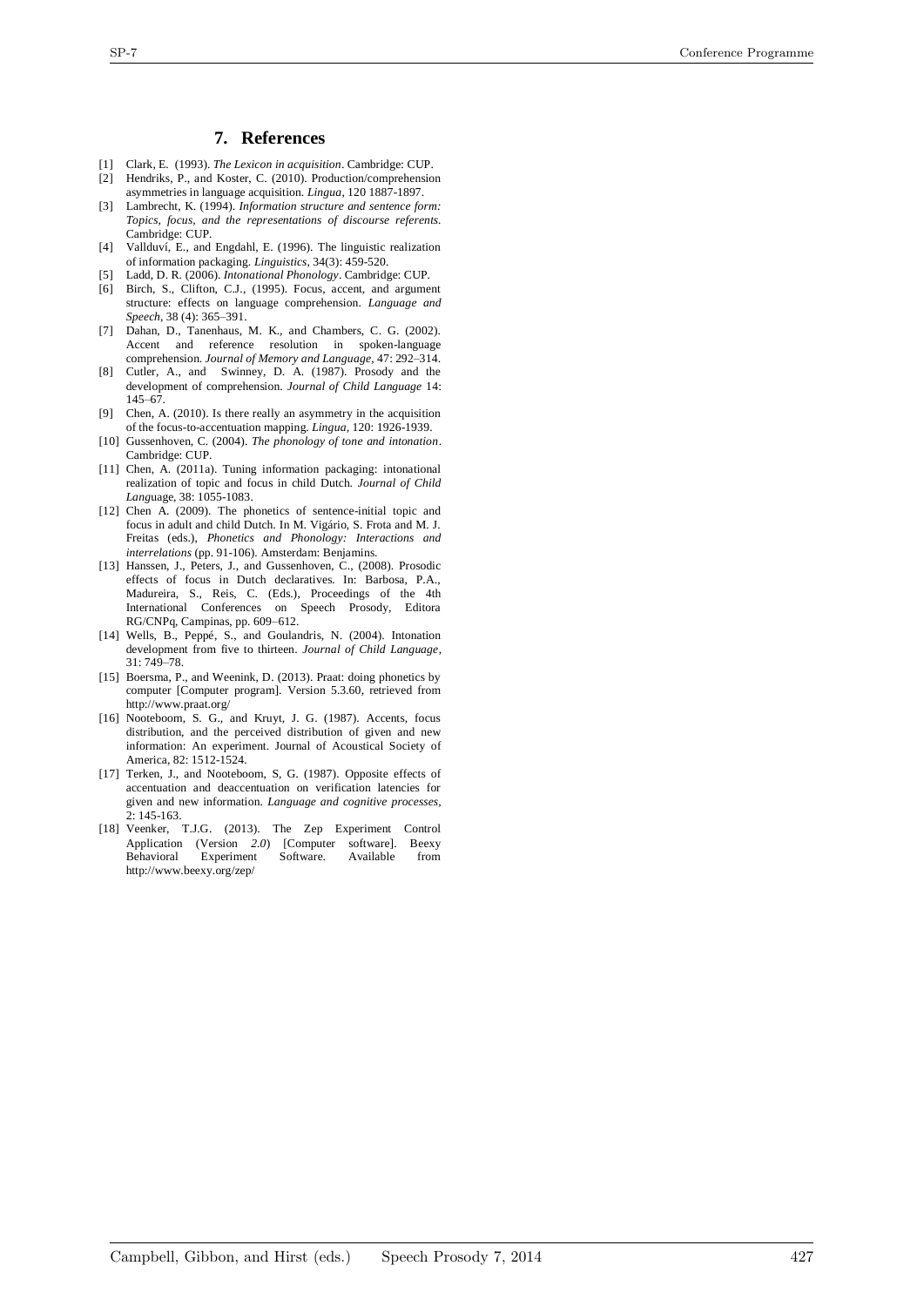## 7. References

[1] Clark, E. (1993). *The Lexicon in acquisition*. Cambridge: CUP.

[2] Hendriks, P., and Koster, C. (2010). Production/comprehension asymmetries in language acquisition. *Lingua*, 120 1887-1897.

[3] Lambrecht, K. (1994). *Information structure and sentence form: Topics, focus, and the representations of discourse referents.* Cambridge: CUP.

[4] Vallduví, E., and Engdahl, E. (1996). The linguistic realization of information packaging. *Linguistics*, 34(3): 459-520.

[5] Ladd, D. R. (2006). *Intonational Phonology*. Cambridge: CUP.

[6] Birch, S., Clifton, C.J., (1995). Focus, accent, and argument structure: effects on language comprehension. *Language and Speech*, 38 (4): 365–391.

[7] Dahan, D., Tanenhaus, M. K., and Chambers, C. G. (2002). Accent and reference resolution in spoken-language comprehension. *Journal of Memory and Language*, 47: 292–314.

[8] Cutler, A., and Swinney, D. A. (1987). Prosody and the development of comprehension. *Journal of Child Language* 14: 145–67.

[9] Chen, A. (2010). Is there really an asymmetry in the acquisition of the focus-to-accentuation mapping. *Lingua*, 120: 1926-1939.

[10] Gussenhoven, C. (2004). *The phonology of tone and intonation*. Cambridge: CUP.

[11] Chen, A. (2011a). Tuning information packaging: intonational realization of topic and focus in child Dutch. *Journal of Child Lang*uage, 38: 1055-1083.

[12] Chen A. (2009). The phonetics of sentence-initial topic and focus in adult and child Dutch. In M. Vigário, S. Frota and M. J. Freitas (eds.), *Phonetics and Phonology: Interactions and interrelations* (pp. 91-106). Amsterdam: Benjamins.

[13] Hanssen, J., Peters, J., and Gussenhoven, C., (2008). Prosodic effects of focus in Dutch declaratives. In: Barbosa, P.A., Madureira, S., Reis, C. (Eds.), Proceedings of the 4th International Conferences on Speech Prosody, Editora RG/CNPq, Campinas, pp. 609–612.

[14] Wells, B., Peppé, S., and Goulandris, N. (2004). Intonation development from five to thirteen. *Journal of Child Language*, 31: 749–78.

[15] Boersma, P., and Weenink, D. (2013). Praat: doing phonetics by computer [Computer program]. Version 5.3.60, retrieved from http://www.praat.org/

[16] Nooteboom, S. G., and Kruyt, J. G. (1987). Accents, focus distribution, and the perceived distribution of given and new information: An experiment. Journal of Acoustical Society of America, 82: 1512-1524.

[17] Terken, J., and Nooteboom, S, G. (1987). Opposite effects of accentuation and deaccentuation on verification latencies for given and new information. *Language and cognitive processes*, 2: 145-163.

[18] Veenker, T.J.G. (2013). The Zep Experiment Control Application (Version *2.0*) [Computer software]. Beexy Behavioral Experiment Software. Available from http://www.beexy.org/zep/